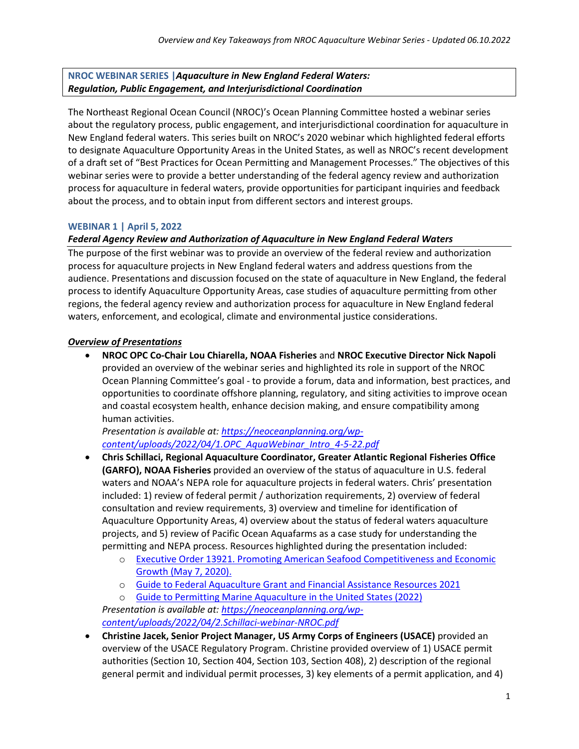**NROC WEBINAR SERIES |*Aquaculture in New England Federal Waters: Regulation, Public Engagement, and Interjurisdictional Coordination***

The Northeast Regional Ocean Council (NROC)'s Ocean Planning Committee hosted a webinar series about the regulatory process, public engagement, and interjurisdictional coordination for aquaculture in New England federal waters. This series built on NROC's 2020 webinar which highlighted federal efforts to designate Aquaculture Opportunity Areas in the United States, as well as NROC's recent development of a draft set of "Best Practices for Ocean Permitting and Management Processes." The objectives of this webinar series were to provide a better understanding of the federal agency review and authorization process for aquaculture in federal waters, provide opportunities for participant inquiries and feedback about the process, and to obtain input from different sectors and interest groups.

## WEBINAR 1 | April 5, 2022

### *Federal Agency Review and Authorization of Aquaculture in New England Federal Waters*

The purpose of the first webinar was to provide an overview of the federal review and authorization process for aquaculture projects in New England federal waters and address questions from the audience. Presentations and discussion focused on the state of aquaculture in New England, the federal process to identify Aquaculture Opportunity Areas, case studies of aquaculture permitting from other regions, the federal agency review and authorization process for aquaculture in New England federal waters, enforcement, and ecological, climate and environmental justice considerations.

#### ***Overview of Presentations***

- **NROC OPC Co-Chair Lou Chiarella, NOAA Fisheries** and **NROC Executive Director Nick Napoli** provided an overview of the webinar series and highlighted its role in support of the NROC Ocean Planning Committee's goal - to provide a forum, data and information, best practices, and opportunities to coordinate offshore planning, regulatory, and siting activities to improve ocean and coastal ecosystem health, enhance decision making, and ensure compatibility among human activities.
  *Presentation is available at: https://neoceanplanning.org/wp-content/uploads/2022/04/1.OPC_AquaWebinar_Intro_4-5-22.pdf*
- **Chris Schillaci, Regional Aquaculture Coordinator, Greater Atlantic Regional Fisheries Office (GARFO), NOAA Fisheries** provided an overview of the status of aquaculture in U.S. federal waters and NOAA's NEPA role for aquaculture projects in federal waters. Chris' presentation included: 1) review of federal permit / authorization requirements, 2) overview of federal consultation and review requirements, 3) overview and timeline for identification of Aquaculture Opportunity Areas, 4) overview about the status of federal waters aquaculture projects, and 5) review of Pacific Ocean Aquafarms as a case study for understanding the permitting and NEPA process. Resources highlighted during the presentation included:
  - Executive Order 13921. Promoting American Seafood Competitiveness and Economic Growth (May 7, 2020).
  - Guide to Federal Aquaculture Grant and Financial Assistance Resources 2021
  - Guide to Permitting Marine Aquaculture in the United States (2022)

  *Presentation is available at: https://neoceanplanning.org/wp-content/uploads/2022/04/2.Schillaci-webinar-NROC.pdf*
- **Christine Jacek, Senior Project Manager, US Army Corps of Engineers (USACE)** provided an overview of the USACE Regulatory Program. Christine provided overview of 1) USACE permit authorities (Section 10, Section 404, Section 103, Section 408), 2) description of the regional general permit and individual permit processes, 3) key elements of a permit application, and 4)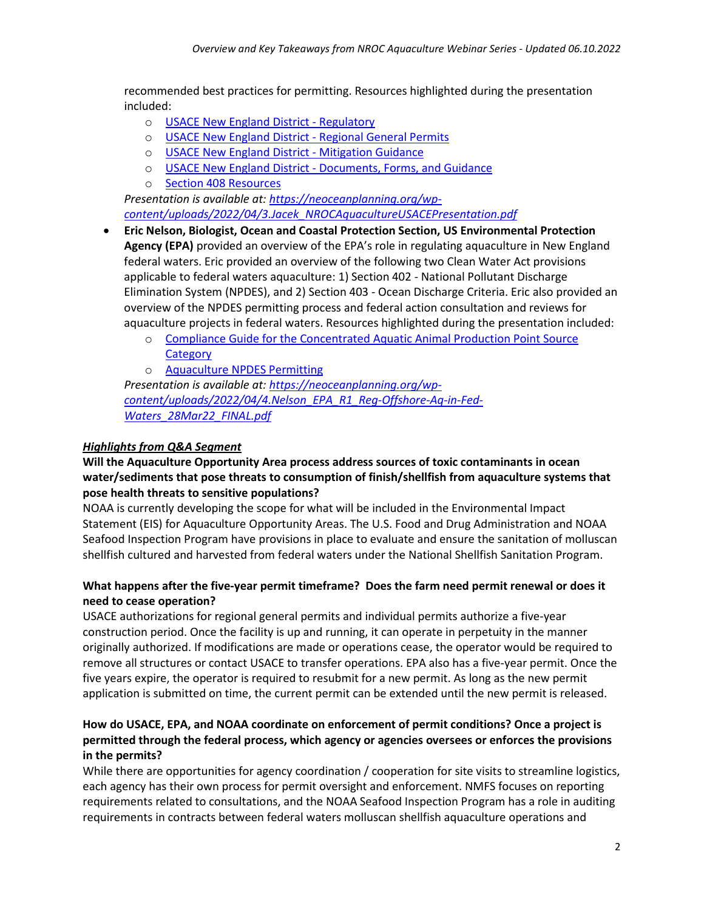recommended best practices for permitting. Resources highlighted during the presentation included:

  - USACE New England District - Regulatory
  - USACE New England District - Regional General Permits
  - USACE New England District - Mitigation Guidance
  - USACE New England District - Documents, Forms, and Guidance
  - Section 408 Resources

  *Presentation is available at: https://neoceanplanning.org/wp-content/uploads/2022/04/3.Jacek_NROCAquacultureUSACEPresentation.pdf*

- **Eric Nelson, Biologist, Ocean and Coastal Protection Section, US Environmental Protection Agency (EPA)** provided an overview of the EPA's role in regulating aquaculture in New England federal waters. Eric provided an overview of the following two Clean Water Act provisions applicable to federal waters aquaculture: 1) Section 402 - National Pollutant Discharge Elimination System (NPDES), and 2) Section 403 - Ocean Discharge Criteria. Eric also provided an overview of the NPDES permitting process and federal action consultation and reviews for aquaculture projects in federal waters. Resources highlighted during the presentation included:
  - Compliance Guide for the Concentrated Aquatic Animal Production Point Source Category
  - Aquaculture NPDES Permitting

  *Presentation is available at: https://neoceanplanning.org/wp-content/uploads/2022/04/4.Nelson_EPA_R1_Reg-Offshore-Aq-in-Fed-Waters_28Mar22_FINAL.pdf*

***Highlights from Q&A Segment***

**Will the Aquaculture Opportunity Area process address sources of toxic contaminants in ocean water/sediments that pose threats to consumption of finish/shellfish from aquaculture systems that pose health threats to sensitive populations?**

NOAA is currently developing the scope for what will be included in the Environmental Impact Statement (EIS) for Aquaculture Opportunity Areas. The U.S. Food and Drug Administration and NOAA Seafood Inspection Program have provisions in place to evaluate and ensure the sanitation of molluscan shellfish cultured and harvested from federal waters under the National Shellfish Sanitation Program.

**What happens after the five-year permit timeframe? Does the farm need permit renewal or does it need to cease operation?**

USACE authorizations for regional general permits and individual permits authorize a five-year construction period. Once the facility is up and running, it can operate in perpetuity in the manner originally authorized. If modifications are made or operations cease, the operator would be required to remove all structures or contact USACE to transfer operations. EPA also has a five-year permit. Once the five years expire, the operator is required to resubmit for a new permit. As long as the new permit application is submitted on time, the current permit can be extended until the new permit is released.

**How do USACE, EPA, and NOAA coordinate on enforcement of permit conditions? Once a project is permitted through the federal process, which agency or agencies oversees or enforces the provisions in the permits?**

While there are opportunities for agency coordination / cooperation for site visits to streamline logistics, each agency has their own process for permit oversight and enforcement. NMFS focuses on reporting requirements related to consultations, and the NOAA Seafood Inspection Program has a role in auditing requirements in contracts between federal waters molluscan shellfish aquaculture operations and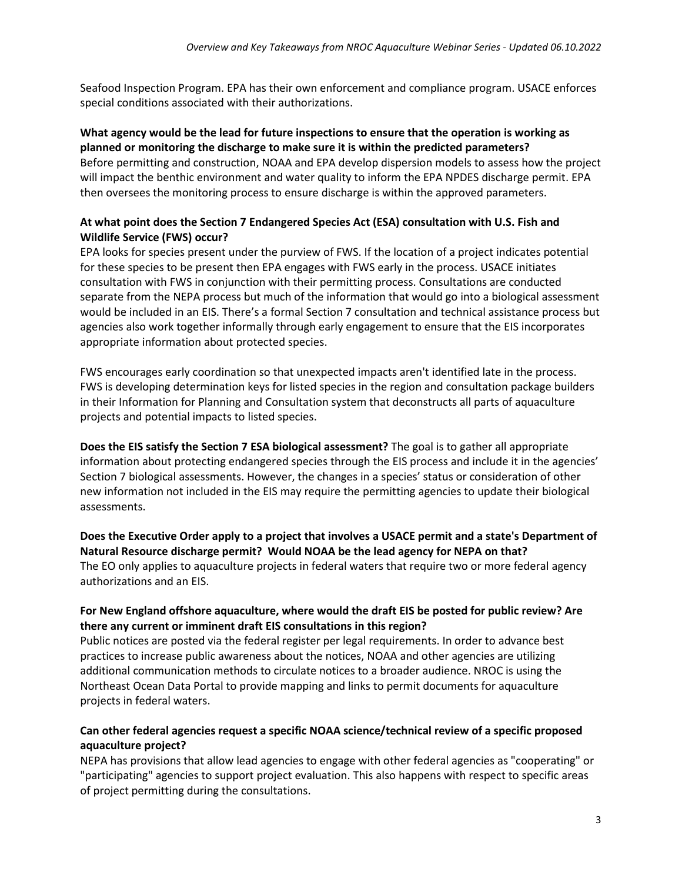Seafood Inspection Program. EPA has their own enforcement and compliance program. USACE enforces special conditions associated with their authorizations.

**What agency would be the lead for future inspections to ensure that the operation is working as planned or monitoring the discharge to make sure it is within the predicted parameters?**
Before permitting and construction, NOAA and EPA develop dispersion models to assess how the project will impact the benthic environment and water quality to inform the EPA NPDES discharge permit. EPA then oversees the monitoring process to ensure discharge is within the approved parameters.

**At what point does the Section 7 Endangered Species Act (ESA) consultation with U.S. Fish and Wildlife Service (FWS) occur?**
EPA looks for species present under the purview of FWS. If the location of a project indicates potential for these species to be present then EPA engages with FWS early in the process. USACE initiates consultation with FWS in conjunction with their permitting process. Consultations are conducted separate from the NEPA process but much of the information that would go into a biological assessment would be included in an EIS. There's a formal Section 7 consultation and technical assistance process but agencies also work together informally through early engagement to ensure that the EIS incorporates appropriate information about protected species.

FWS encourages early coordination so that unexpected impacts aren't identified late in the process. FWS is developing determination keys for listed species in the region and consultation package builders in their Information for Planning and Consultation system that deconstructs all parts of aquaculture projects and potential impacts to listed species.

**Does the EIS satisfy the Section 7 ESA biological assessment?** The goal is to gather all appropriate information about protecting endangered species through the EIS process and include it in the agencies' Section 7 biological assessments. However, the changes in a species' status or consideration of other new information not included in the EIS may require the permitting agencies to update their biological assessments.

**Does the Executive Order apply to a project that involves a USACE permit and a state's Department of Natural Resource discharge permit? Would NOAA be the lead agency for NEPA on that?**
The EO only applies to aquaculture projects in federal waters that require two or more federal agency authorizations and an EIS.

**For New England offshore aquaculture, where would the draft EIS be posted for public review? Are there any current or imminent draft EIS consultations in this region?**
Public notices are posted via the federal register per legal requirements. In order to advance best practices to increase public awareness about the notices, NOAA and other agencies are utilizing additional communication methods to circulate notices to a broader audience. NROC is using the Northeast Ocean Data Portal to provide mapping and links to permit documents for aquaculture projects in federal waters.

**Can other federal agencies request a specific NOAA science/technical review of a specific proposed aquaculture project?**
NEPA has provisions that allow lead agencies to engage with other federal agencies as "cooperating" or "participating" agencies to support project evaluation. This also happens with respect to specific areas of project permitting during the consultations.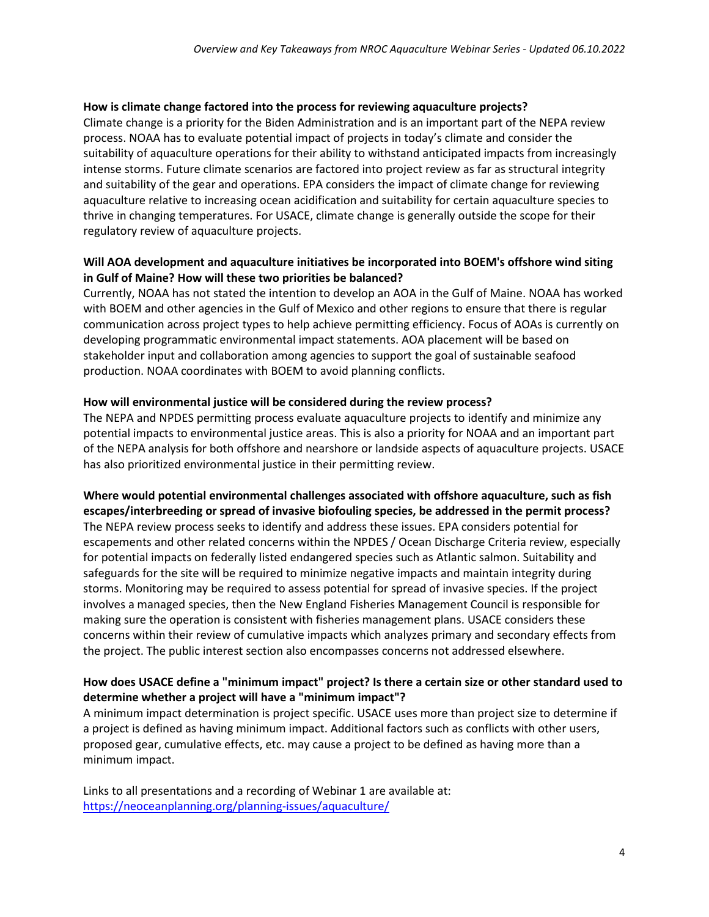**How is climate change factored into the process for reviewing aquaculture projects?**
Climate change is a priority for the Biden Administration and is an important part of the NEPA review process. NOAA has to evaluate potential impact of projects in today's climate and consider the suitability of aquaculture operations for their ability to withstand anticipated impacts from increasingly intense storms. Future climate scenarios are factored into project review as far as structural integrity and suitability of the gear and operations. EPA considers the impact of climate change for reviewing aquaculture relative to increasing ocean acidification and suitability for certain aquaculture species to thrive in changing temperatures. For USACE, climate change is generally outside the scope for their regulatory review of aquaculture projects.

**Will AOA development and aquaculture initiatives be incorporated into BOEM's offshore wind siting in Gulf of Maine? How will these two priorities be balanced?**
Currently, NOAA has not stated the intention to develop an AOA in the Gulf of Maine. NOAA has worked with BOEM and other agencies in the Gulf of Mexico and other regions to ensure that there is regular communication across project types to help achieve permitting efficiency. Focus of AOAs is currently on developing programmatic environmental impact statements. AOA placement will be based on stakeholder input and collaboration among agencies to support the goal of sustainable seafood production. NOAA coordinates with BOEM to avoid planning conflicts.

**How will environmental justice will be considered during the review process?**
The NEPA and NPDES permitting process evaluate aquaculture projects to identify and minimize any potential impacts to environmental justice areas. This is also a priority for NOAA and an important part of the NEPA analysis for both offshore and nearshore or landside aspects of aquaculture projects. USACE has also prioritized environmental justice in their permitting review.

**Where would potential environmental challenges associated with offshore aquaculture, such as fish escapes/interbreeding or spread of invasive biofouling species, be addressed in the permit process?**
The NEPA review process seeks to identify and address these issues. EPA considers potential for escapements and other related concerns within the NPDES / Ocean Discharge Criteria review, especially for potential impacts on federally listed endangered species such as Atlantic salmon. Suitability and safeguards for the site will be required to minimize negative impacts and maintain integrity during storms. Monitoring may be required to assess potential for spread of invasive species. If the project involves a managed species, then the New England Fisheries Management Council is responsible for making sure the operation is consistent with fisheries management plans. USACE considers these concerns within their review of cumulative impacts which analyzes primary and secondary effects from the project. The public interest section also encompasses concerns not addressed elsewhere.

**How does USACE define a "minimum impact" project? Is there a certain size or other standard used to determine whether a project will have a "minimum impact"?**
A minimum impact determination is project specific. USACE uses more than project size to determine if a project is defined as having minimum impact. Additional factors such as conflicts with other users, proposed gear, cumulative effects, etc. may cause a project to be defined as having more than a minimum impact.

Links to all presentations and a recording of Webinar 1 are available at:
https://neoceanplanning.org/planning-issues/aquaculture/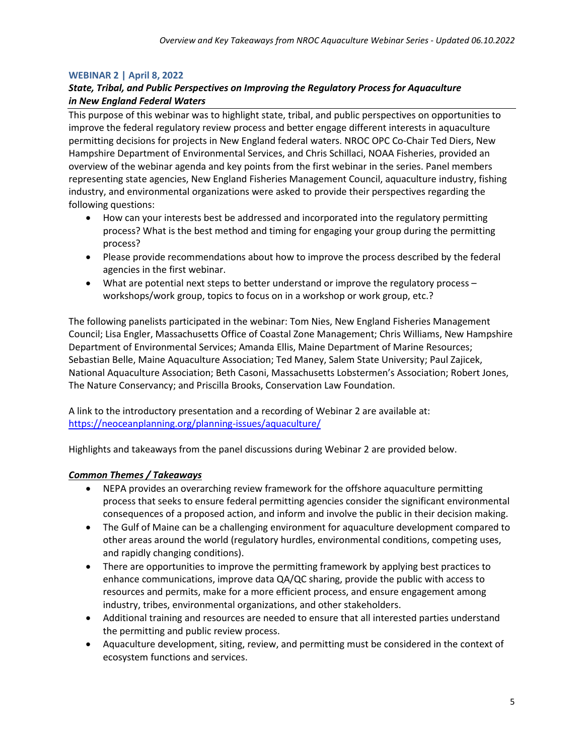## WEBINAR 2 | April 8, 2022

### *State, Tribal, and Public Perspectives on Improving the Regulatory Process for Aquaculture in New England Federal Waters*

This purpose of this webinar was to highlight state, tribal, and public perspectives on opportunities to improve the federal regulatory review process and better engage different interests in aquaculture permitting decisions for projects in New England federal waters. NROC OPC Co-Chair Ted Diers, New Hampshire Department of Environmental Services, and Chris Schillaci, NOAA Fisheries, provided an overview of the webinar agenda and key points from the first webinar in the series. Panel members representing state agencies, New England Fisheries Management Council, aquaculture industry, fishing industry, and environmental organizations were asked to provide their perspectives regarding the following questions:

- How can your interests best be addressed and incorporated into the regulatory permitting process? What is the best method and timing for engaging your group during the permitting process?
- Please provide recommendations about how to improve the process described by the federal agencies in the first webinar.
- What are potential next steps to better understand or improve the regulatory process – workshops/work group, topics to focus on in a workshop or work group, etc.?

The following panelists participated in the webinar: Tom Nies, New England Fisheries Management Council; Lisa Engler, Massachusetts Office of Coastal Zone Management; Chris Williams, New Hampshire Department of Environmental Services; Amanda Ellis, Maine Department of Marine Resources; Sebastian Belle, Maine Aquaculture Association; Ted Maney, Salem State University; Paul Zajicek, National Aquaculture Association; Beth Casoni, Massachusetts Lobstermen's Association; Robert Jones, The Nature Conservancy; and Priscilla Brooks, Conservation Law Foundation.

A link to the introductory presentation and a recording of Webinar 2 are available at: [https://neoceanplanning.org/planning-issues/aquaculture/](https://neoceanplanning.org/planning-issues/aquaculture/)

Highlights and takeaways from the panel discussions during Webinar 2 are provided below.

***Common Themes / Takeaways***

- NEPA provides an overarching review framework for the offshore aquaculture permitting process that seeks to ensure federal permitting agencies consider the significant environmental consequences of a proposed action, and inform and involve the public in their decision making.
- The Gulf of Maine can be a challenging environment for aquaculture development compared to other areas around the world (regulatory hurdles, environmental conditions, competing uses, and rapidly changing conditions).
- There are opportunities to improve the permitting framework by applying best practices to enhance communications, improve data QA/QC sharing, provide the public with access to resources and permits, make for a more efficient process, and ensure engagement among industry, tribes, environmental organizations, and other stakeholders.
- Additional training and resources are needed to ensure that all interested parties understand the permitting and public review process.
- Aquaculture development, siting, review, and permitting must be considered in the context of ecosystem functions and services.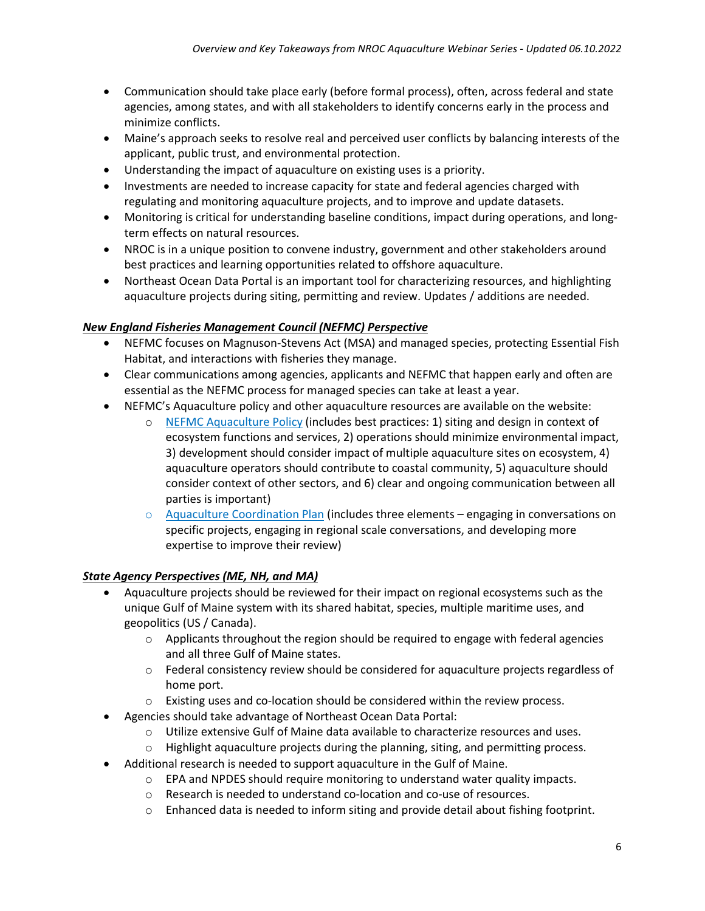- Communication should take place early (before formal process), often, across federal and state agencies, among states, and with all stakeholders to identify concerns early in the process and minimize conflicts.
- Maine's approach seeks to resolve real and perceived user conflicts by balancing interests of the applicant, public trust, and environmental protection.
- Understanding the impact of aquaculture on existing uses is a priority.
- Investments are needed to increase capacity for state and federal agencies charged with regulating and monitoring aquaculture projects, and to improve and update datasets.
- Monitoring is critical for understanding baseline conditions, impact during operations, and long-term effects on natural resources.
- NROC is in a unique position to convene industry, government and other stakeholders around best practices and learning opportunities related to offshore aquaculture.
- Northeast Ocean Data Portal is an important tool for characterizing resources, and highlighting aquaculture projects during siting, permitting and review. Updates / additions are needed.

***New England Fisheries Management Council (NEFMC) Perspective***

- NEFMC focuses on Magnuson-Stevens Act (MSA) and managed species, protecting Essential Fish Habitat, and interactions with fisheries they manage.
- Clear communications among agencies, applicants and NEFMC that happen early and often are essential as the NEFMC process for managed species can take at least a year.
- NEFMC's Aquaculture policy and other aquaculture resources are available on the website:
  - NEFMC Aquaculture Policy (includes best practices: 1) siting and design in context of ecosystem functions and services, 2) operations should minimize environmental impact, 3) development should consider impact of multiple aquaculture sites on ecosystem, 4) aquaculture operators should contribute to coastal community, 5) aquaculture should consider context of other sectors, and 6) clear and ongoing communication between all parties is important)
  - Aquaculture Coordination Plan (includes three elements – engaging in conversations on specific projects, engaging in regional scale conversations, and developing more expertise to improve their review)

***State Agency Perspectives (ME, NH, and MA)***

- Aquaculture projects should be reviewed for their impact on regional ecosystems such as the unique Gulf of Maine system with its shared habitat, species, multiple maritime uses, and geopolitics (US / Canada).
  - Applicants throughout the region should be required to engage with federal agencies and all three Gulf of Maine states.
  - Federal consistency review should be considered for aquaculture projects regardless of home port.
  - Existing uses and co-location should be considered within the review process.
- Agencies should take advantage of Northeast Ocean Data Portal:
  - Utilize extensive Gulf of Maine data available to characterize resources and uses.
  - Highlight aquaculture projects during the planning, siting, and permitting process.
- Additional research is needed to support aquaculture in the Gulf of Maine.
  - EPA and NPDES should require monitoring to understand water quality impacts.
  - Research is needed to understand co-location and co-use of resources.
  - Enhanced data is needed to inform siting and provide detail about fishing footprint.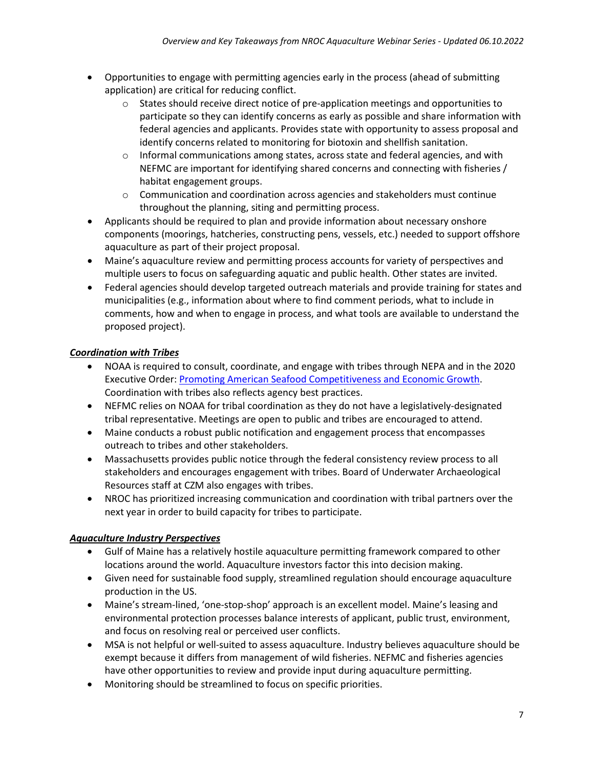- Opportunities to engage with permitting agencies early in the process (ahead of submitting application) are critical for reducing conflict.
  - States should receive direct notice of pre-application meetings and opportunities to participate so they can identify concerns as early as possible and share information with federal agencies and applicants. Provides state with opportunity to assess proposal and identify concerns related to monitoring for biotoxin and shellfish sanitation.
  - Informal communications among states, across state and federal agencies, and with NEFMC are important for identifying shared concerns and connecting with fisheries / habitat engagement groups.
  - Communication and coordination across agencies and stakeholders must continue throughout the planning, siting and permitting process.
- Applicants should be required to plan and provide information about necessary onshore components (moorings, hatcheries, constructing pens, vessels, etc.) needed to support offshore aquaculture as part of their project proposal.
- Maine's aquaculture review and permitting process accounts for variety of perspectives and multiple users to focus on safeguarding aquatic and public health. Other states are invited.
- Federal agencies should develop targeted outreach materials and provide training for states and municipalities (e.g., information about where to find comment periods, what to include in comments, how and when to engage in process, and what tools are available to understand the proposed project).

***Coordination with Tribes***

- NOAA is required to consult, coordinate, and engage with tribes through NEPA and in the 2020 Executive Order: Promoting American Seafood Competitiveness and Economic Growth. Coordination with tribes also reflects agency best practices.
- NEFMC relies on NOAA for tribal coordination as they do not have a legislatively-designated tribal representative. Meetings are open to public and tribes are encouraged to attend.
- Maine conducts a robust public notification and engagement process that encompasses outreach to tribes and other stakeholders.
- Massachusetts provides public notice through the federal consistency review process to all stakeholders and encourages engagement with tribes. Board of Underwater Archaeological Resources staff at CZM also engages with tribes.
- NROC has prioritized increasing communication and coordination with tribal partners over the next year in order to build capacity for tribes to participate.

***Aquaculture Industry Perspectives***

- Gulf of Maine has a relatively hostile aquaculture permitting framework compared to other locations around the world. Aquaculture investors factor this into decision making.
- Given need for sustainable food supply, streamlined regulation should encourage aquaculture production in the US.
- Maine's stream-lined, 'one-stop-shop' approach is an excellent model. Maine's leasing and environmental protection processes balance interests of applicant, public trust, environment, and focus on resolving real or perceived user conflicts.
- MSA is not helpful or well-suited to assess aquaculture. Industry believes aquaculture should be exempt because it differs from management of wild fisheries. NEFMC and fisheries agencies have other opportunities to review and provide input during aquaculture permitting.
- Monitoring should be streamlined to focus on specific priorities.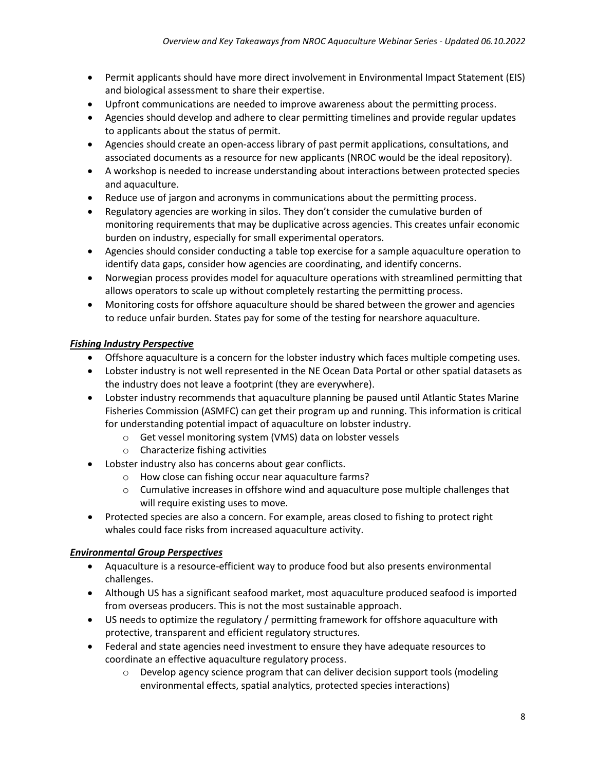- Permit applicants should have more direct involvement in Environmental Impact Statement (EIS) and biological assessment to share their expertise.
- Upfront communications are needed to improve awareness about the permitting process.
- Agencies should develop and adhere to clear permitting timelines and provide regular updates to applicants about the status of permit.
- Agencies should create an open-access library of past permit applications, consultations, and associated documents as a resource for new applicants (NROC would be the ideal repository).
- A workshop is needed to increase understanding about interactions between protected species and aquaculture.
- Reduce use of jargon and acronyms in communications about the permitting process.
- Regulatory agencies are working in silos. They don't consider the cumulative burden of monitoring requirements that may be duplicative across agencies. This creates unfair economic burden on industry, especially for small experimental operators.
- Agencies should consider conducting a table top exercise for a sample aquaculture operation to identify data gaps, consider how agencies are coordinating, and identify concerns.
- Norwegian process provides model for aquaculture operations with streamlined permitting that allows operators to scale up without completely restarting the permitting process.
- Monitoring costs for offshore aquaculture should be shared between the grower and agencies to reduce unfair burden. States pay for some of the testing for nearshore aquaculture.

***Fishing Industry Perspective***

- Offshore aquaculture is a concern for the lobster industry which faces multiple competing uses.
- Lobster industry is not well represented in the NE Ocean Data Portal or other spatial datasets as the industry does not leave a footprint (they are everywhere).
- Lobster industry recommends that aquaculture planning be paused until Atlantic States Marine Fisheries Commission (ASMFC) can get their program up and running. This information is critical for understanding potential impact of aquaculture on lobster industry.
  - Get vessel monitoring system (VMS) data on lobster vessels
  - Characterize fishing activities
- Lobster industry also has concerns about gear conflicts.
  - How close can fishing occur near aquaculture farms?
  - Cumulative increases in offshore wind and aquaculture pose multiple challenges that will require existing uses to move.
- Protected species are also a concern. For example, areas closed to fishing to protect right whales could face risks from increased aquaculture activity.

***Environmental Group Perspectives***

- Aquaculture is a resource-efficient way to produce food but also presents environmental challenges.
- Although US has a significant seafood market, most aquaculture produced seafood is imported from overseas producers. This is not the most sustainable approach.
- US needs to optimize the regulatory / permitting framework for offshore aquaculture with protective, transparent and efficient regulatory structures.
- Federal and state agencies need investment to ensure they have adequate resources to coordinate an effective aquaculture regulatory process.
  - Develop agency science program that can deliver decision support tools (modeling environmental effects, spatial analytics, protected species interactions)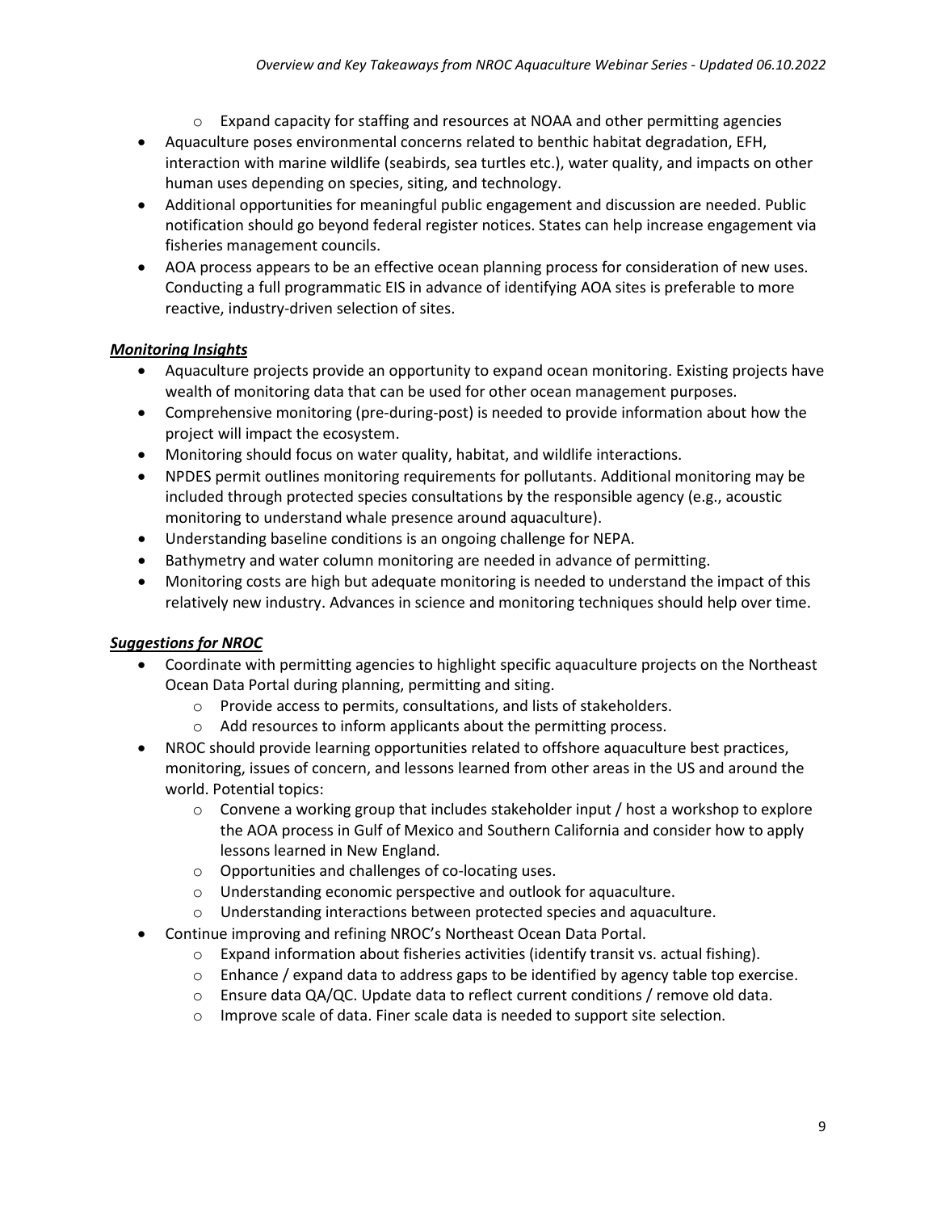- Expand capacity for staffing and resources at NOAA and other permitting agencies
- Aquaculture poses environmental concerns related to benthic habitat degradation, EFH, interaction with marine wildlife (seabirds, sea turtles etc.), water quality, and impacts on other human uses depending on species, siting, and technology.
- Additional opportunities for meaningful public engagement and discussion are needed. Public notification should go beyond federal register notices. States can help increase engagement via fisheries management councils.
- AOA process appears to be an effective ocean planning process for consideration of new uses. Conducting a full programmatic EIS in advance of identifying AOA sites is preferable to more reactive, industry-driven selection of sites.

***Monitoring Insights***

- Aquaculture projects provide an opportunity to expand ocean monitoring. Existing projects have wealth of monitoring data that can be used for other ocean management purposes.
- Comprehensive monitoring (pre-during-post) is needed to provide information about how the project will impact the ecosystem.
- Monitoring should focus on water quality, habitat, and wildlife interactions.
- NPDES permit outlines monitoring requirements for pollutants. Additional monitoring may be included through protected species consultations by the responsible agency (e.g., acoustic monitoring to understand whale presence around aquaculture).
- Understanding baseline conditions is an ongoing challenge for NEPA.
- Bathymetry and water column monitoring are needed in advance of permitting.
- Monitoring costs are high but adequate monitoring is needed to understand the impact of this relatively new industry. Advances in science and monitoring techniques should help over time.

***Suggestions for NROC***

- Coordinate with permitting agencies to highlight specific aquaculture projects on the Northeast Ocean Data Portal during planning, permitting and siting.
  - Provide access to permits, consultations, and lists of stakeholders.
  - Add resources to inform applicants about the permitting process.
- NROC should provide learning opportunities related to offshore aquaculture best practices, monitoring, issues of concern, and lessons learned from other areas in the US and around the world. Potential topics:
  - Convene a working group that includes stakeholder input / host a workshop to explore the AOA process in Gulf of Mexico and Southern California and consider how to apply lessons learned in New England.
  - Opportunities and challenges of co-locating uses.
  - Understanding economic perspective and outlook for aquaculture.
  - Understanding interactions between protected species and aquaculture.
- Continue improving and refining NROC's Northeast Ocean Data Portal.
  - Expand information about fisheries activities (identify transit vs. actual fishing).
  - Enhance / expand data to address gaps to be identified by agency table top exercise.
  - Ensure data QA/QC. Update data to reflect current conditions / remove old data.
  - Improve scale of data. Finer scale data is needed to support site selection.